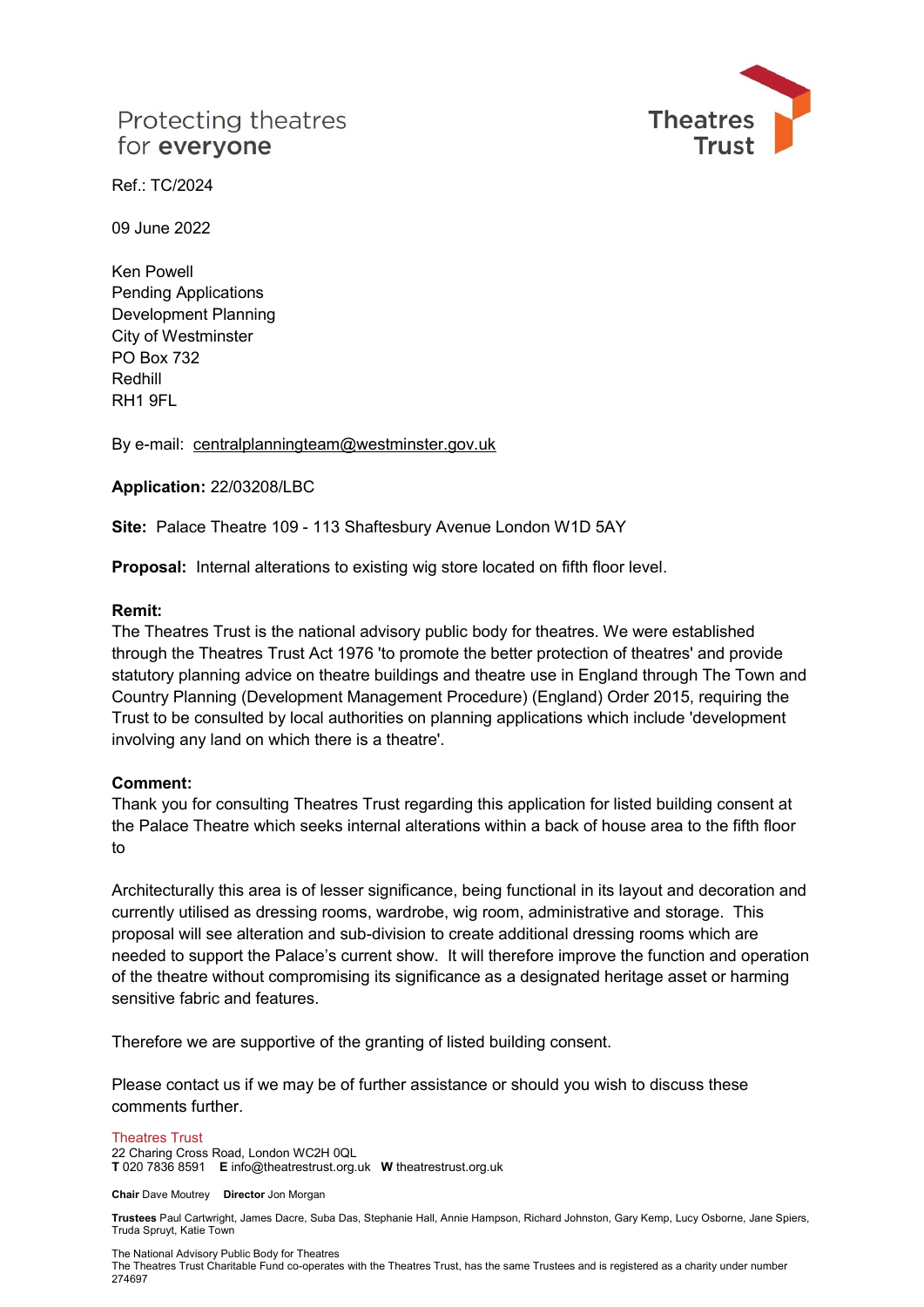Protecting theatres
for **everyone**

Theatres Trust

Ref.: TC/2024

09 June 2022

Ken Powell
Pending Applications
Development Planning
City of Westminster
PO Box 732
Redhill
RH1 9FL

By e-mail: centralplanningteam@westminster.gov.uk

**Application:** 22/03208/LBC

**Site:** Palace Theatre 109 - 113 Shaftesbury Avenue London W1D 5AY

**Proposal:** Internal alterations to existing wig store located on fifth floor level.

**Remit:**
The Theatres Trust is the national advisory public body for theatres. We were established through the Theatres Trust Act 1976 'to promote the better protection of theatres' and provide statutory planning advice on theatre buildings and theatre use in England through The Town and Country Planning (Development Management Procedure) (England) Order 2015, requiring the Trust to be consulted by local authorities on planning applications which include 'development involving any land on which there is a theatre'.

**Comment:**
Thank you for consulting Theatres Trust regarding this application for listed building consent at the Palace Theatre which seeks internal alterations within a back of house area to the fifth floor to

Architecturally this area is of lesser significance, being functional in its layout and decoration and currently utilised as dressing rooms, wardrobe, wig room, administrative and storage. This proposal will see alteration and sub-division to create additional dressing rooms which are needed to support the Palace's current show. It will therefore improve the function and operation of the theatre without compromising its significance as a designated heritage asset or harming sensitive fabric and features.

Therefore we are supportive of the granting of listed building consent.

Please contact us if we may be of further assistance or should you wish to discuss these comments further.

Theatres Trust
22 Charing Cross Road, London WC2H 0QL
**T** 020 7836 8591 **E** info@theatrestrust.org.uk **W** theatrestrust.org.uk

**Chair** Dave Moutrey **Director** Jon Morgan

**Trustees** Paul Cartwright, James Dacre, Suba Das, Stephanie Hall, Annie Hampson, Richard Johnston, Gary Kemp, Lucy Osborne, Jane Spiers, Truda Spruyt, Katie Town

The National Advisory Public Body for Theatres
The Theatres Trust Charitable Fund co-operates with the Theatres Trust, has the same Trustees and is registered as a charity under number 274697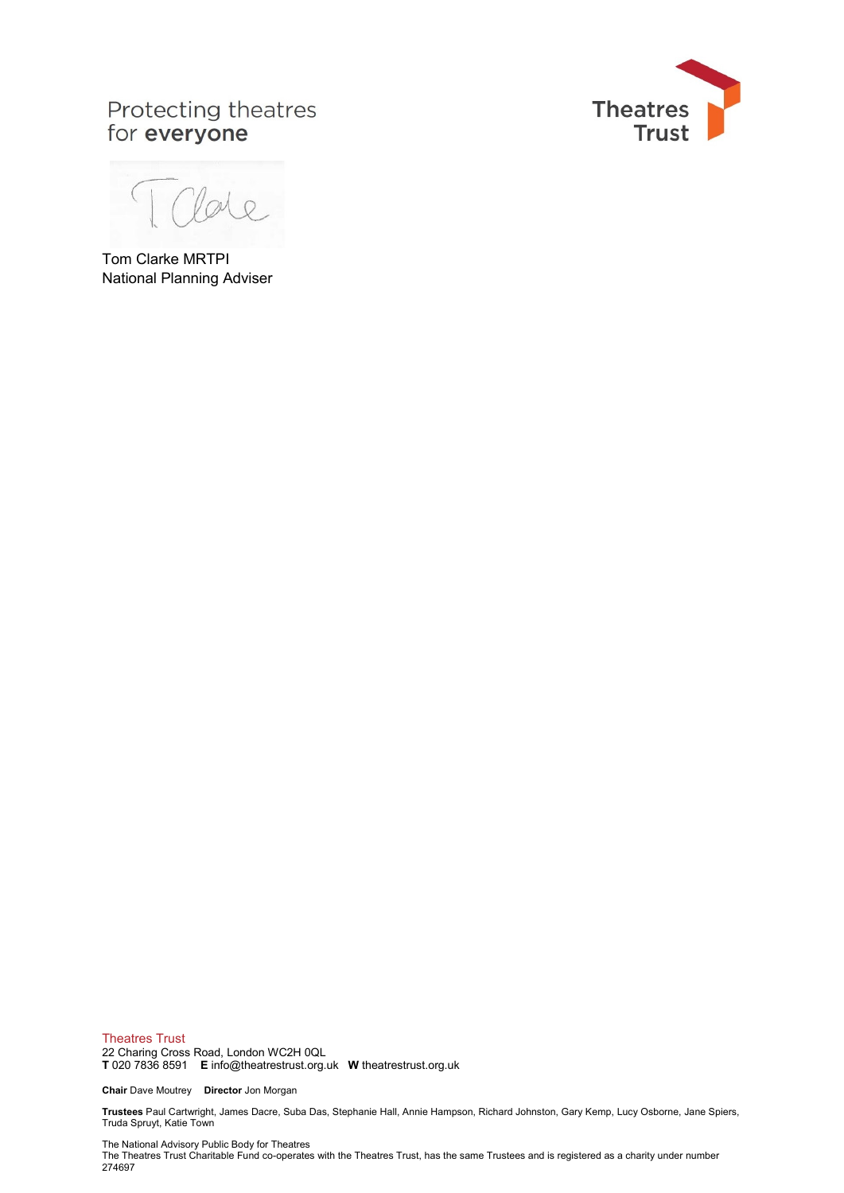Protecting theatres
for **everyone**

Theatres Trust

T Clarke

Tom Clarke MRTPI
National Planning Adviser

Theatres Trust
22 Charing Cross Road, London WC2H 0QL
**T** 020 7836 8591 **E** info@theatrestrust.org.uk **W** theatrestrust.org.uk

**Chair** Dave Moutrey **Director** Jon Morgan

**Trustees** Paul Cartwright, James Dacre, Suba Das, Stephanie Hall, Annie Hampson, Richard Johnston, Gary Kemp, Lucy Osborne, Jane Spiers, Truda Spruyt, Katie Town

The National Advisory Public Body for Theatres
The Theatres Trust Charitable Fund co-operates with the Theatres Trust, has the same Trustees and is registered as a charity under number 274697